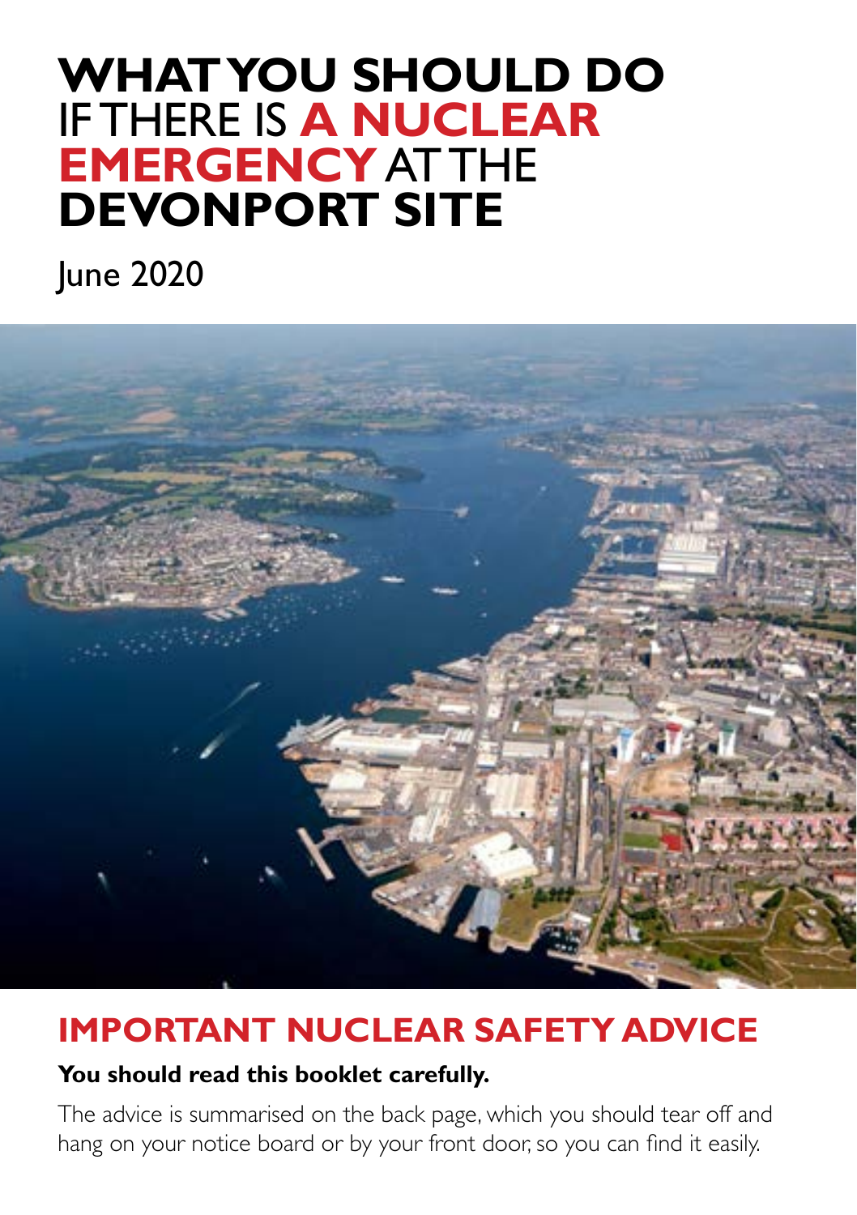# **WHAT YOU SHOULD DO** IF THERE IS **A NUCLEAR EMERGENCY** AT THE **DEVONPORT SITE**

June 2020

## IMPORTANT NUCLEAR SAFETY ADVICE

**You should read this booklet carefully.**

The advice is summarised on the back page, which you should tear off and hang on your notice board or by your front door, so you can find it easily.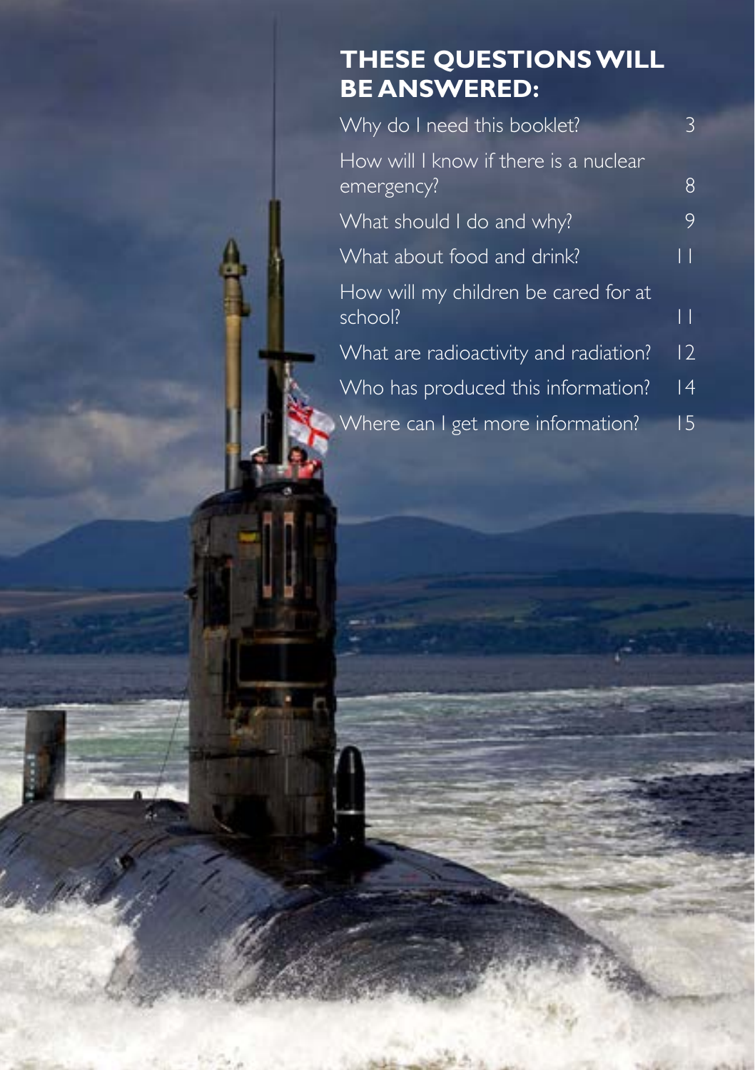## THESE QUESTIONS WILL BE ANSWERED:

| | |
|---|---|
| Why do I need this booklet? | 3 |
| How will I know if there is a nuclear emergency? | 8 |
| What should I do and why? | 9 |
| What about food and drink? | 11 |
| How will my children be cared for at school? | 11 |
| What are radioactivity and radiation? | 12 |
| Who has produced this information? | 14 |
| Where can I get more information? | 15 |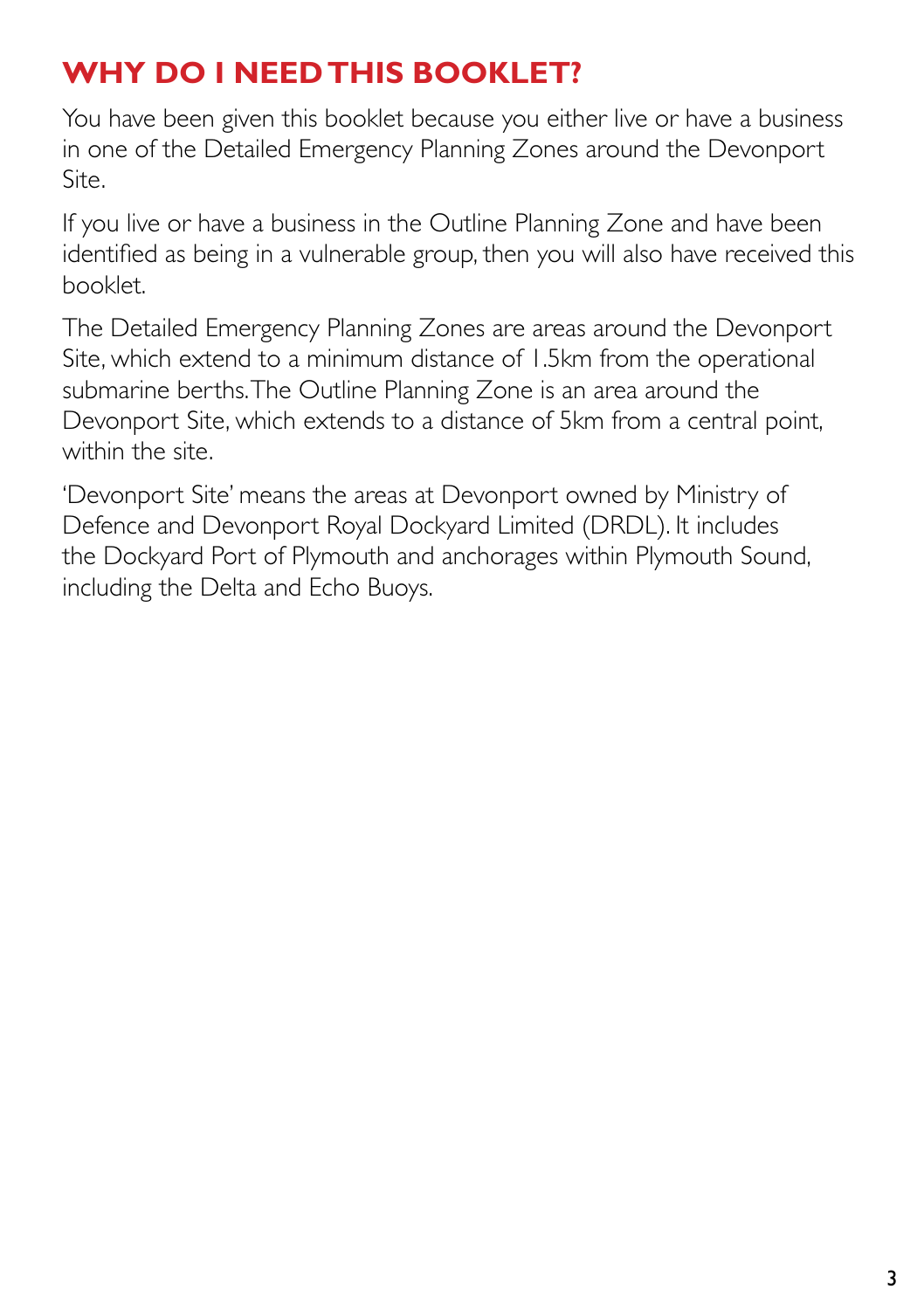## WHY DO I NEED THIS BOOKLET?

You have been given this booklet because you either live or have a business in one of the Detailed Emergency Planning Zones around the Devonport Site.

If you live or have a business in the Outline Planning Zone and have been identified as being in a vulnerable group, then you will also have received this booklet.

The Detailed Emergency Planning Zones are areas around the Devonport Site, which extend to a minimum distance of 1.5km from the operational submarine berths. The Outline Planning Zone is an area around the Devonport Site, which extends to a distance of 5km from a central point, within the site.

'Devonport Site' means the areas at Devonport owned by Ministry of Defence and Devonport Royal Dockyard Limited (DRDL). It includes the Dockyard Port of Plymouth and anchorages within Plymouth Sound, including the Delta and Echo Buoys.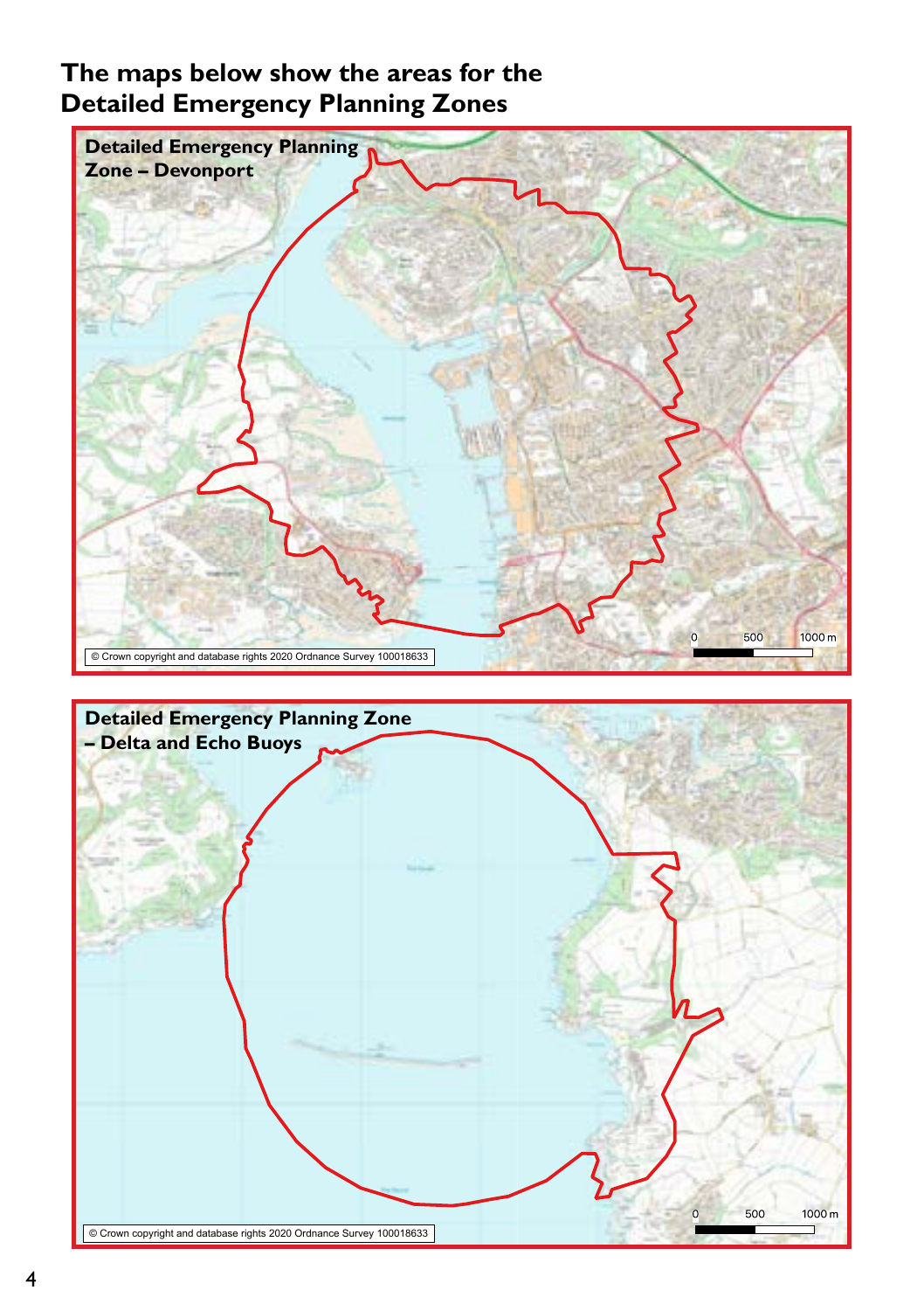## The maps below show the areas for the Detailed Emergency Planning Zones

**Detailed Emergency Planning Zone – Devonport**

0 500 1000 m

© Crown copyright and database rights 2020 Ordnance Survey 100018633

**Detailed Emergency Planning Zone – Delta and Echo Buoys**

0 500 1000 m

© Crown copyright and database rights 2020 Ordnance Survey 100018633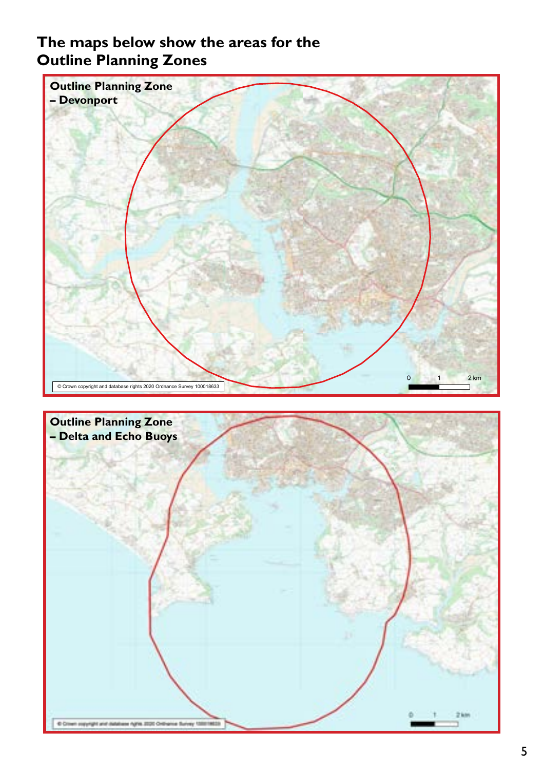## The maps below show the areas for the Outline Planning Zones

**Outline Planning Zone – Devonport**

0 1 2 km

© Crown copyright and database rights 2020 Ordnance Survey 100018633

**Outline Planning Zone – Delta and Echo Buoys**

0 1 2 km

© Crown copyright and database rights 2020 Ordnance Survey 100018633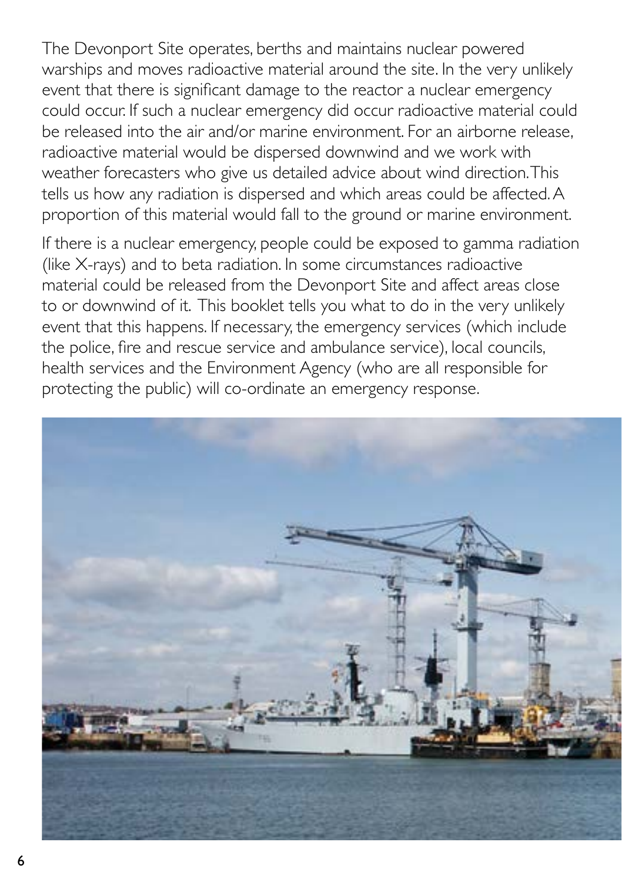The Devonport Site operates, berths and maintains nuclear powered warships and moves radioactive material around the site. In the very unlikely event that there is significant damage to the reactor a nuclear emergency could occur. If such a nuclear emergency did occur radioactive material could be released into the air and/or marine environment. For an airborne release, radioactive material would be dispersed downwind and we work with weather forecasters who give us detailed advice about wind direction. This tells us how any radiation is dispersed and which areas could be affected. A proportion of this material would fall to the ground or marine environment.

If there is a nuclear emergency, people could be exposed to gamma radiation (like X-rays) and to beta radiation. In some circumstances radioactive material could be released from the Devonport Site and affect areas close to or downwind of it. This booklet tells you what to do in the very unlikely event that this happens. If necessary, the emergency services (which include the police, fire and rescue service and ambulance service), local councils, health services and the Environment Agency (who are all responsible for protecting the public) will co-ordinate an emergency response.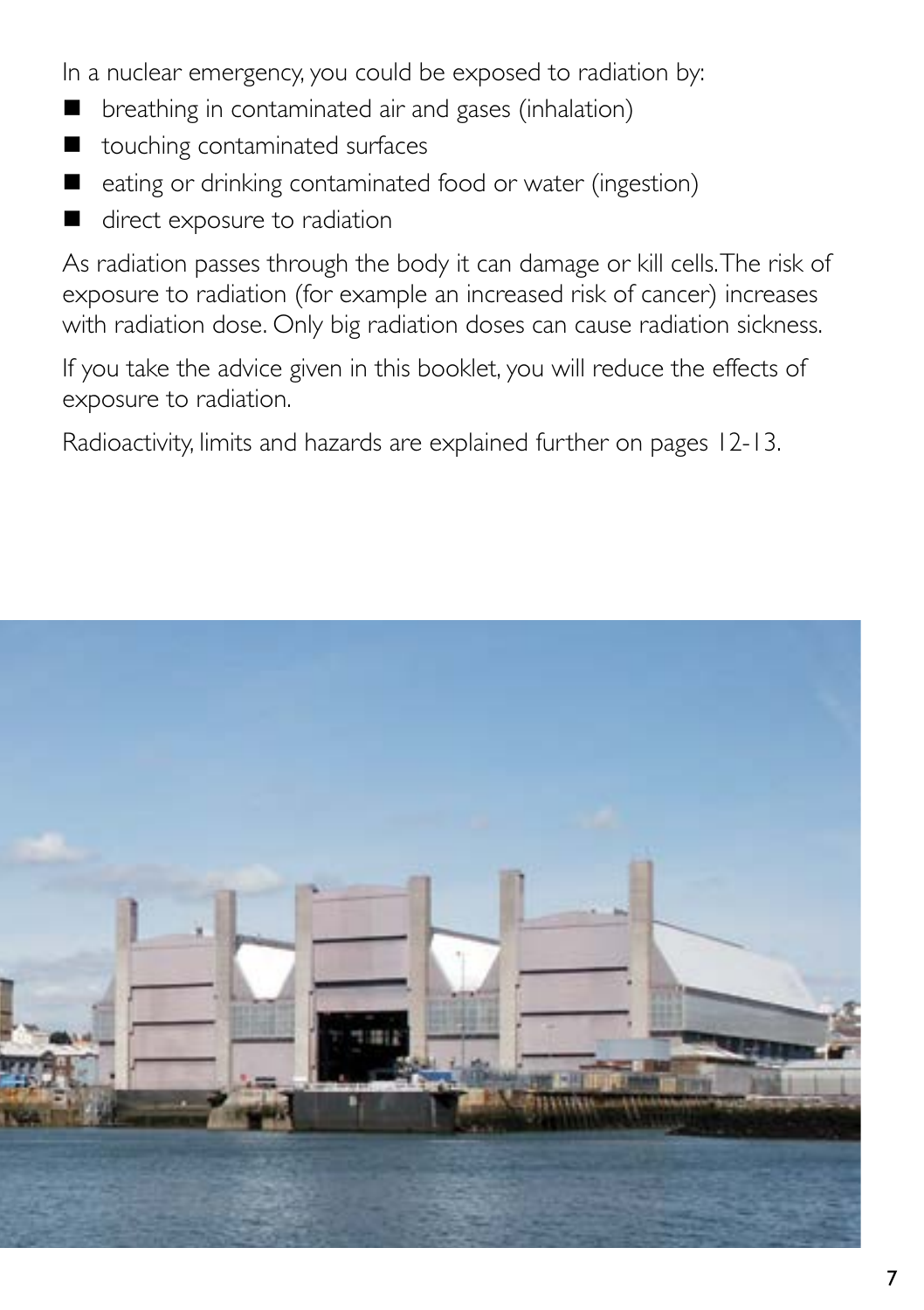In a nuclear emergency, you could be exposed to radiation by:

- breathing in contaminated air and gases (inhalation)
- touching contaminated surfaces
- eating or drinking contaminated food or water (ingestion)
- direct exposure to radiation

As radiation passes through the body it can damage or kill cells. The risk of exposure to radiation (for example an increased risk of cancer) increases with radiation dose. Only big radiation doses can cause radiation sickness.

If you take the advice given in this booklet, you will reduce the effects of exposure to radiation.

Radioactivity, limits and hazards are explained further on pages 12-13.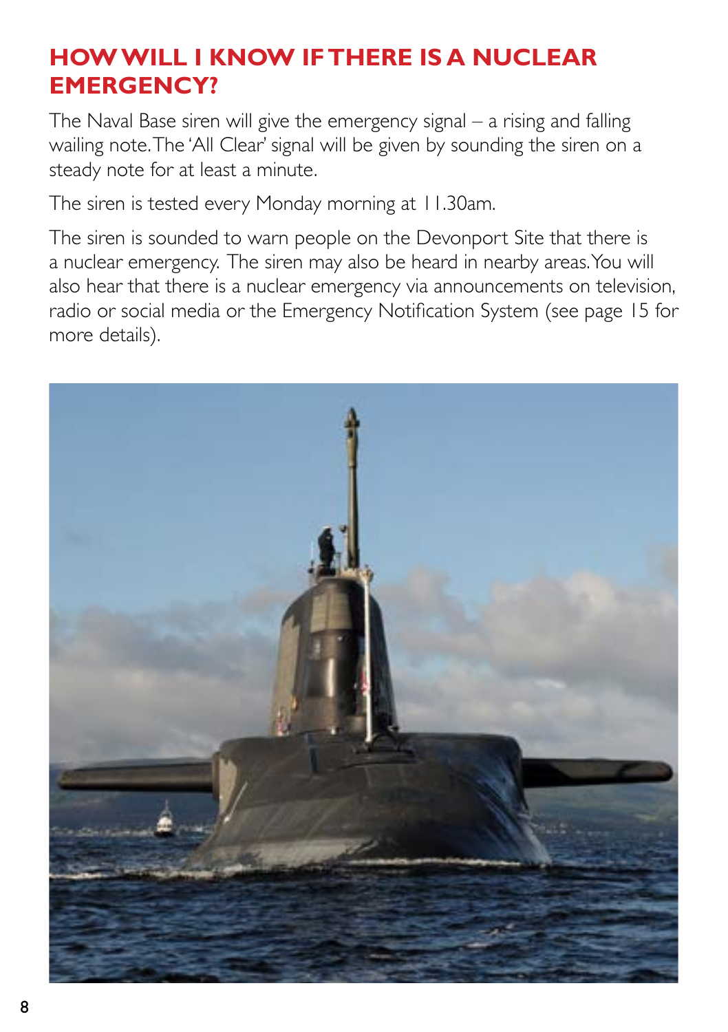## HOW WILL I KNOW IF THERE IS A NUCLEAR EMERGENCY?

The Naval Base siren will give the emergency signal – a rising and falling wailing note. The 'All Clear' signal will be given by sounding the siren on a steady note for at least a minute.

The siren is tested every Monday morning at 11.30am.

The siren is sounded to warn people on the Devonport Site that there is a nuclear emergency. The siren may also be heard in nearby areas. You will also hear that there is a nuclear emergency via announcements on television, radio or social media or the Emergency Notification System (see page 15 for more details).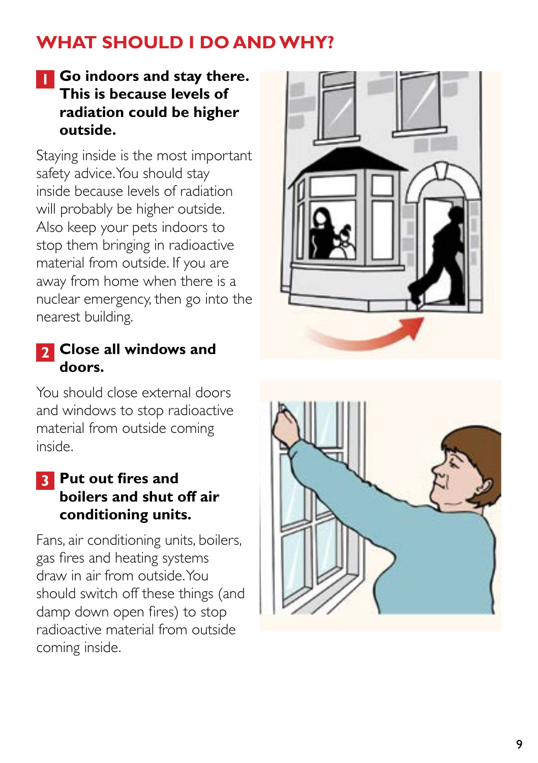# WHAT SHOULD I DO AND WHY?

## 1 Go indoors and stay there. This is because levels of radiation could be higher outside.

Staying inside is the most important safety advice. You should stay inside because levels of radiation will probably be higher outside. Also keep your pets indoors to stop them bringing in radioactive material from outside. If you are away from home when there is a nuclear emergency, then go into the nearest building.

## 2 Close all windows and doors.

You should close external doors and windows to stop radioactive material from outside coming inside.

## 3 Put out fires and boilers and shut off air conditioning units.

Fans, air conditioning units, boilers, gas fires and heating systems draw in air from outside. You should switch off these things (and damp down open fires) to stop radioactive material from outside coming inside.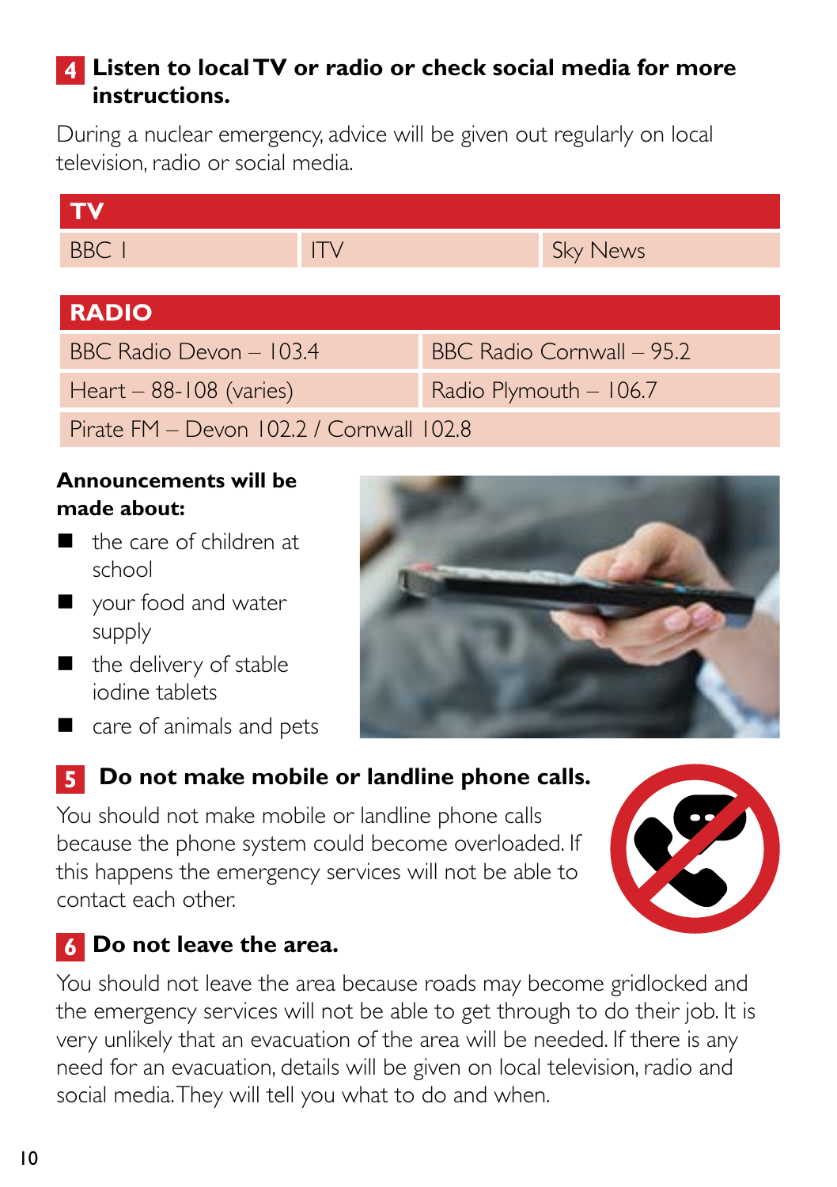## 4 Listen to local TV or radio or check social media for more instructions.

During a nuclear emergency, advice will be given out regularly on local television, radio or social media.

| TV | | |
|---|---|---|
| BBC 1 | ITV | Sky News |

| RADIO | |
|---|---|
| BBC Radio Devon – 103.4 | BBC Radio Cornwall – 95.2 |
| Heart – 88-108 (varies) | Radio Plymouth – 106.7 |
| Pirate FM – Devon 102.2 / Cornwall 102.8 | |

**Announcements will be made about:**

- the care of children at school
- your food and water supply
- the delivery of stable iodine tablets
- care of animals and pets

## 5 Do not make mobile or landline phone calls.

You should not make mobile or landline phone calls because the phone system could become overloaded. If this happens the emergency services will not be able to contact each other.

## 6 Do not leave the area.

You should not leave the area because roads may become gridlocked and the emergency services will not be able to get through to do their job. It is very unlikely that an evacuation of the area will be needed. If there is any need for an evacuation, details will be given on local television, radio and social media. They will tell you what to do and when.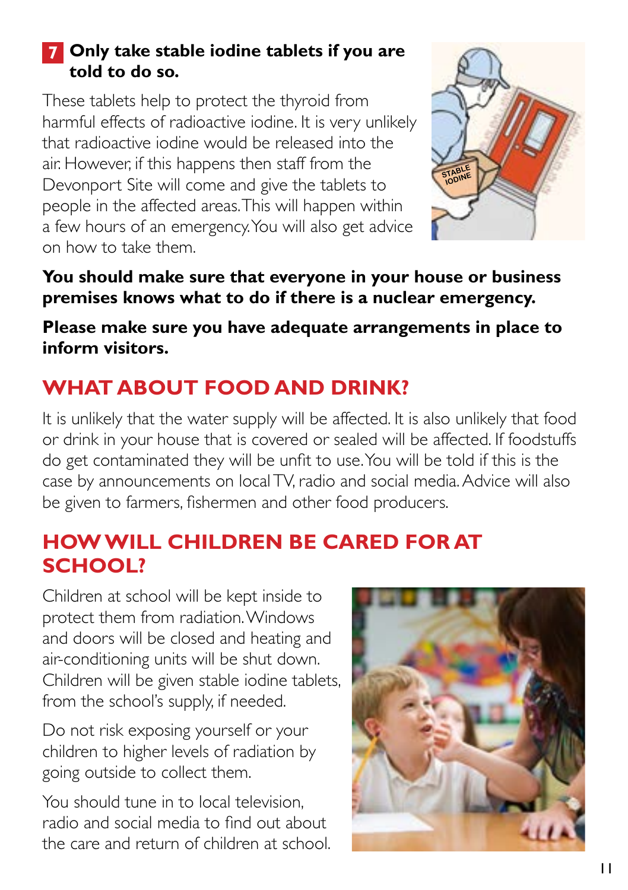**7 Only take stable iodine tablets if you are told to do so.**

These tablets help to protect the thyroid from harmful effects of radioactive iodine. It is very unlikely that radioactive iodine would be released into the air. However, if this happens then staff from the Devonport Site will come and give the tablets to people in the affected areas. This will happen within a few hours of an emergency. You will also get advice on how to take them.

**You should make sure that everyone in your house or business premises knows what to do if there is a nuclear emergency.**

**Please make sure you have adequate arrangements in place to inform visitors.**

## WHAT ABOUT FOOD AND DRINK?

It is unlikely that the water supply will be affected. It is also unlikely that food or drink in your house that is covered or sealed will be affected. If foodstuffs do get contaminated they will be unfit to use. You will be told if this is the case by announcements on local TV, radio and social media. Advice will also be given to farmers, fishermen and other food producers.

## HOW WILL CHILDREN BE CARED FOR AT SCHOOL?

Children at school will be kept inside to protect them from radiation. Windows and doors will be closed and heating and air-conditioning units will be shut down. Children will be given stable iodine tablets, from the school's supply, if needed.

Do not risk exposing yourself or your children to higher levels of radiation by going outside to collect them.

You should tune in to local television, radio and social media to find out about the care and return of children at school.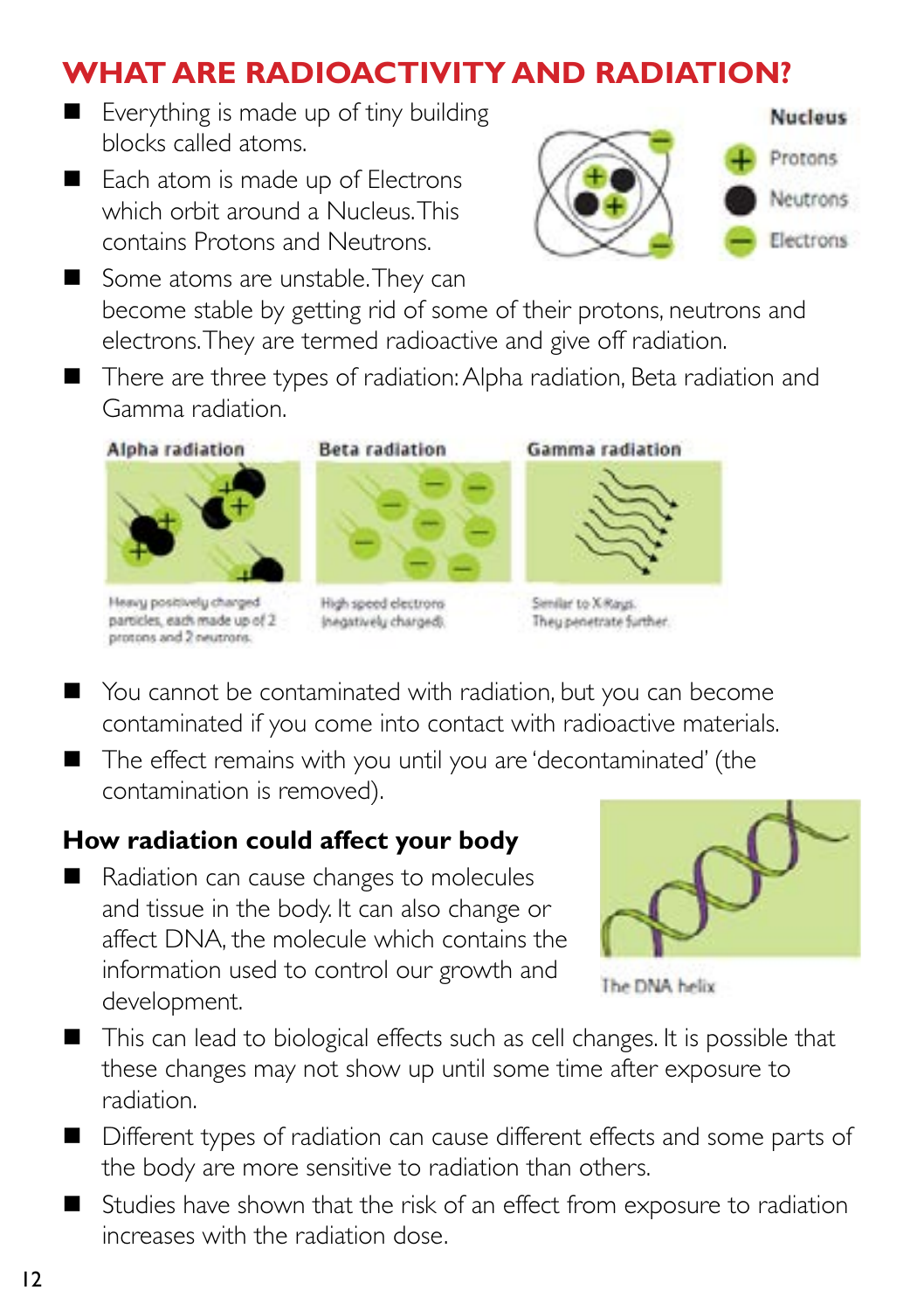# WHAT ARE RADIOACTIVITY AND RADIATION?

- Everything is made up of tiny building blocks called atoms.
- Each atom is made up of Electrons which orbit around a Nucleus. This contains Protons and Neutrons.

Nucleus

Protons

Neutrons

Electrons

- Some atoms are unstable. They can become stable by getting rid of some of their protons, neutrons and electrons. They are termed radioactive and give off radiation.
- There are three types of radiation: Alpha radiation, Beta radiation and Gamma radiation.

**Alpha radiation**

Heavy positively charged particles, each made up of 2 protons and 2 neutrons.

**Beta radiation**

High speed electrons (negatively charged).

**Gamma radiation**

Similar to X-Rays. They penetrate further.

- You cannot be contaminated with radiation, but you can become contaminated if you come into contact with radioactive materials.
- The effect remains with you until you are 'decontaminated' (the contamination is removed).

## How radiation could affect your body

- Radiation can cause changes to molecules and tissue in the body. It can also change or affect DNA, the molecule which contains the information used to control our growth and development.

The DNA helix

- This can lead to biological effects such as cell changes. It is possible that these changes may not show up until some time after exposure to radiation.
- Different types of radiation can cause different effects and some parts of the body are more sensitive to radiation than others.
- Studies have shown that the risk of an effect from exposure to radiation increases with the radiation dose.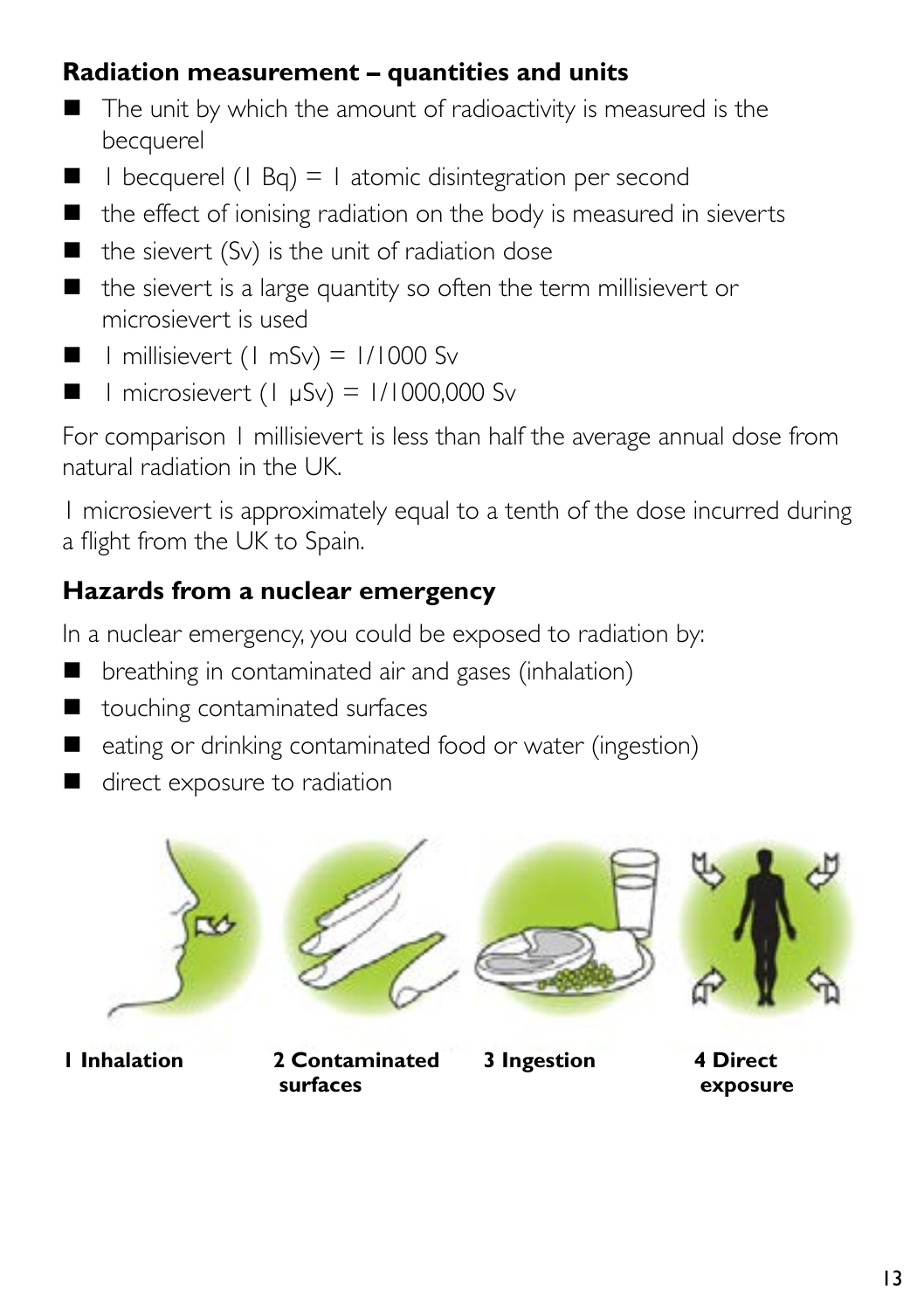### Radiation measurement – quantities and units

- The unit by which the amount of radioactivity is measured is the becquerel
- 1 becquerel (1 Bq) = 1 atomic disintegration per second
- the effect of ionising radiation on the body is measured in sieverts
- the sievert (Sv) is the unit of radiation dose
- the sievert is a large quantity so often the term millisievert or microsievert is used
- 1 millisievert (1 mSv) = 1/1000 Sv
- 1 microsievert (1 μSv) = 1/1000,000 Sv

For comparison 1 millisievert is less than half the average annual dose from natural radiation in the UK.

1 microsievert is approximately equal to a tenth of the dose incurred during a flight from the UK to Spain.

### Hazards from a nuclear emergency

In a nuclear emergency, you could be exposed to radiation by:

- breathing in contaminated air and gases (inhalation)
- touching contaminated surfaces
- eating or drinking contaminated food or water (ingestion)
- direct exposure to radiation

**1 Inhalation** **2 Contaminated surfaces** **3 Ingestion** **4 Direct exposure**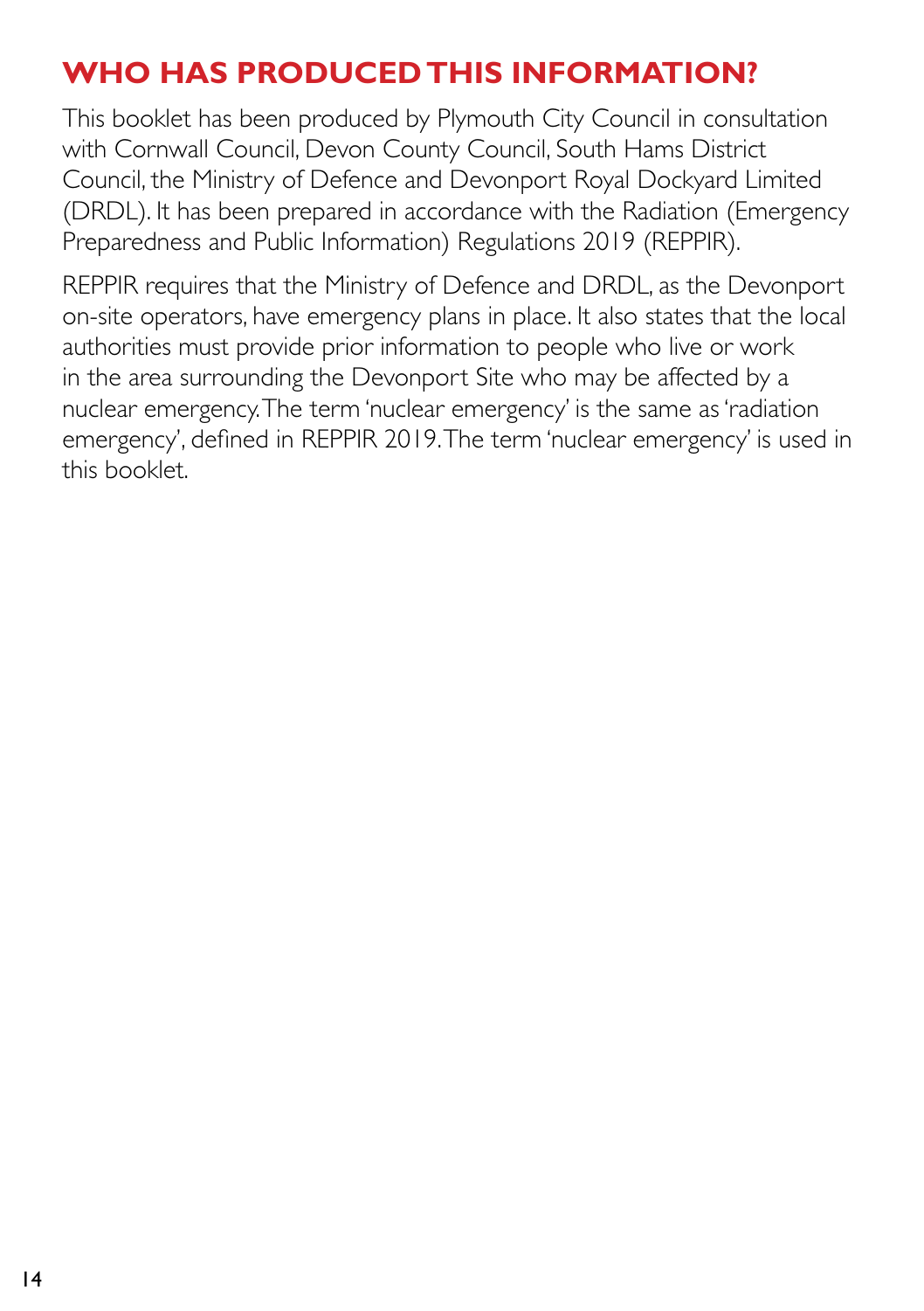## WHO HAS PRODUCED THIS INFORMATION?

This booklet has been produced by Plymouth City Council in consultation with Cornwall Council, Devon County Council, South Hams District Council, the Ministry of Defence and Devonport Royal Dockyard Limited (DRDL). It has been prepared in accordance with the Radiation (Emergency Preparedness and Public Information) Regulations 2019 (REPPIR).

REPPIR requires that the Ministry of Defence and DRDL, as the Devonport on-site operators, have emergency plans in place. It also states that the local authorities must provide prior information to people who live or work in the area surrounding the Devonport Site who may be affected by a nuclear emergency. The term 'nuclear emergency' is the same as 'radiation emergency', defined in REPPIR 2019. The term 'nuclear emergency' is used in this booklet.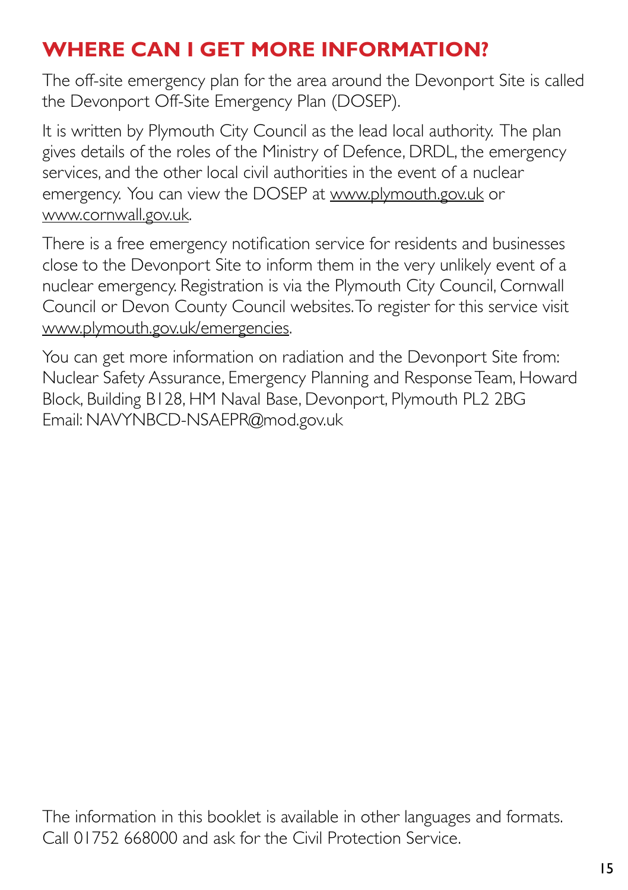## WHERE CAN I GET MORE INFORMATION?

The off-site emergency plan for the area around the Devonport Site is called the Devonport Off-Site Emergency Plan (DOSEP).

It is written by Plymouth City Council as the lead local authority. The plan gives details of the roles of the Ministry of Defence, DRDL, the emergency services, and the other local civil authorities in the event of a nuclear emergency. You can view the DOSEP at www.plymouth.gov.uk or www.cornwall.gov.uk.

There is a free emergency notification service for residents and businesses close to the Devonport Site to inform them in the very unlikely event of a nuclear emergency. Registration is via the Plymouth City Council, Cornwall Council or Devon County Council websites. To register for this service visit www.plymouth.gov.uk/emergencies.

You can get more information on radiation and the Devonport Site from:
Nuclear Safety Assurance, Emergency Planning and Response Team, Howard Block, Building B128, HM Naval Base, Devonport, Plymouth PL2 2BG
Email: NAVYNBCD-NSAEPR@mod.gov.uk

The information in this booklet is available in other languages and formats.
Call 01752 668000 and ask for the Civil Protection Service.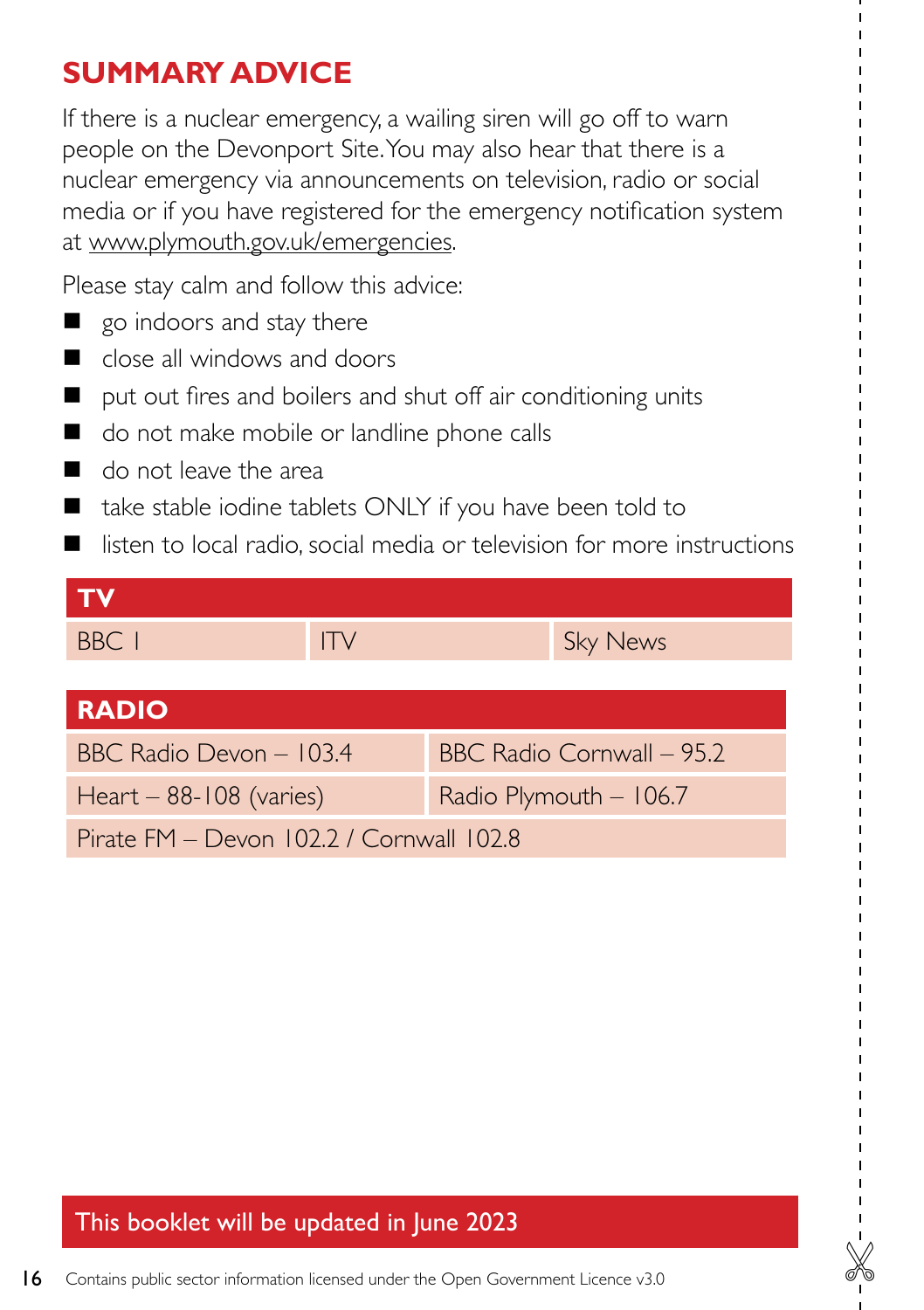## SUMMARY ADVICE

If there is a nuclear emergency, a wailing siren will go off to warn people on the Devonport Site. You may also hear that there is a nuclear emergency via announcements on television, radio or social media or if you have registered for the emergency notification system at www.plymouth.gov.uk/emergencies.

Please stay calm and follow this advice:

- go indoors and stay there
- close all windows and doors
- put out fires and boilers and shut off air conditioning units
- do not make mobile or landline phone calls
- do not leave the area
- take stable iodine tablets ONLY if you have been told to
- listen to local radio, social media or television for more instructions

| TV | | |
|---|---|---|
| BBC 1 | ITV | Sky News |

| RADIO | |
|---|---|
| BBC Radio Devon – 103.4 | BBC Radio Cornwall – 95.2 |
| Heart – 88-108 (varies) | Radio Plymouth – 106.7 |
| Pirate FM – Devon 102.2 / Cornwall 102.8 | |

This booklet will be updated in June 2023

Contains public sector information licensed under the Open Government Licence v3.0